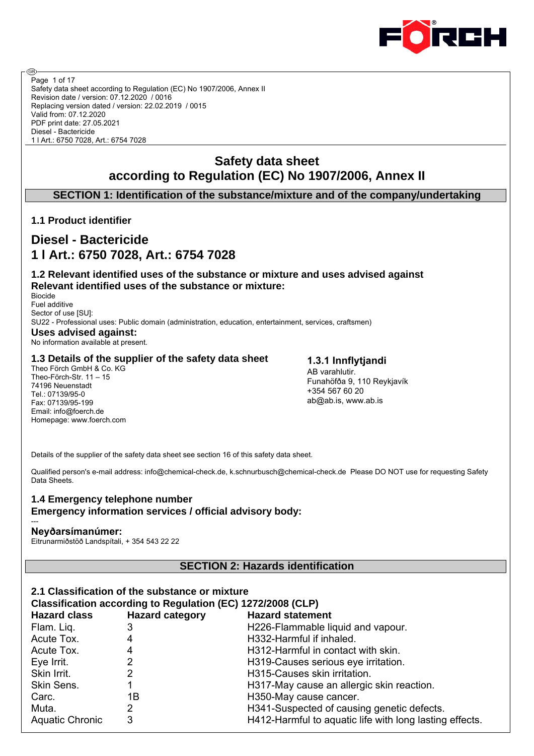Safety data sheet according to Regulation (EC) No 1907/2006, Annex II
Revision date / version: 07.12.2020 / 0016
Replacing version dated / version: 22.02.2019 / 0015
Valid from: 07.12.2020
PDF print date: 27.05.2021
Diesel - Bactericide
1 l Art.: 6750 7028, Art.: 6754 7028

# Safety data sheet according to Regulation (EC) No 1907/2006, Annex II

## SECTION 1: Identification of the substance/mixture and of the company/undertaking

### 1.1 Product identifier

## Diesel - Bactericide
## 1 l Art.: 6750 7028, Art.: 6754 7028

### 1.2 Relevant identified uses of the substance or mixture and uses advised against

**Relevant identified uses of the substance or mixture:**

Biocide
Fuel additive
Sector of use [SU]:
SU22 - Professional uses: Public domain (administration, education, entertainment, services, craftsmen)

**Uses advised against:**

No information available at present.

### 1.3 Details of the supplier of the safety data sheet

Theo Förch GmbH & Co. KG
Theo-Förch-Str. 11 – 15
74196 Neuenstadt
Tel.: 07139/95-0
Fax: 07139/95-199
Email: info@foerch.de
Homepage: www.foerch.com

### 1.3.1 Innflytjandi

AB varahlutir.
Funahöfða 9, 110 Reykjavík
+354 567 60 20
ab@ab.is, www.ab.is

Details of the supplier of the safety data sheet see section 16 of this safety data sheet.

Qualified person's e-mail address: info@chemical-check.de, k.schnurbusch@chemical-check.de Please DO NOT use for requesting Safety Data Sheets.

### 1.4 Emergency telephone number

**Emergency information services / official advisory body:**

---

**Neyðarsímanúmer:**

Eitrunarmiðstöð Landspítali, + 354 543 22 22

## SECTION 2: Hazards identification

### 2.1 Classification of the substance or mixture

**Classification according to Regulation (EC) 1272/2008 (CLP)**

| Hazard class | Hazard category | Hazard statement |
|---|---|---|
| Flam. Liq. | 3 | H226-Flammable liquid and vapour. |
| Acute Tox. | 4 | H332-Harmful if inhaled. |
| Acute Tox. | 4 | H312-Harmful in contact with skin. |
| Eye Irrit. | 2 | H319-Causes serious eye irritation. |
| Skin Irrit. | 2 | H315-Causes skin irritation. |
| Skin Sens. | 1 | H317-May cause an allergic skin reaction. |
| Carc. | 1B | H350-May cause cancer. |
| Muta. | 2 | H341-Suspected of causing genetic defects. |
| Aquatic Chronic | 3 | H412-Harmful to aquatic life with long lasting effects. |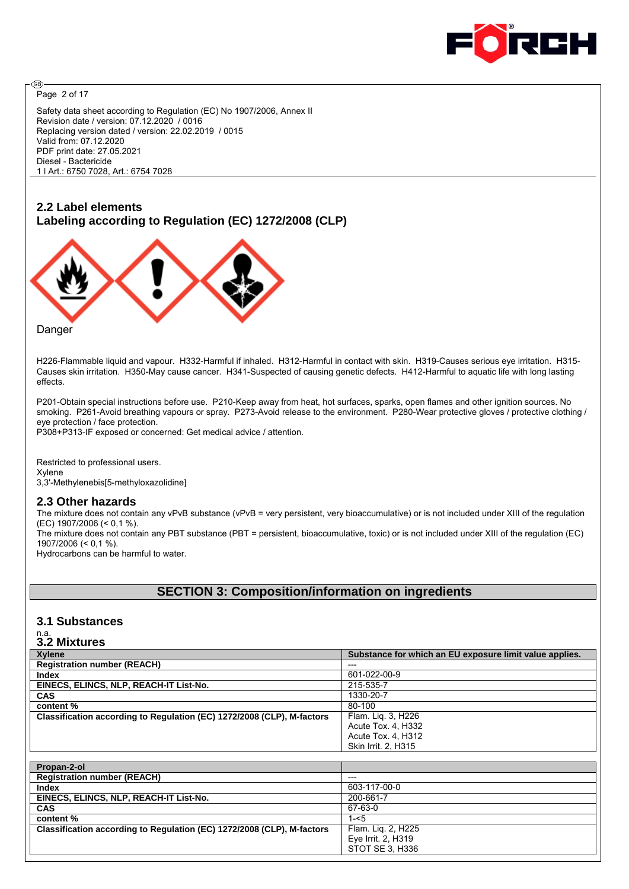Safety data sheet according to Regulation (EC) No 1907/2006, Annex II
Revision date / version: 07.12.2020 / 0016
Replacing version dated / version: 22.02.2019 / 0015
Valid from: 07.12.2020
PDF print date: 27.05.2021
Diesel - Bactericide
1 l Art.: 6750 7028, Art.: 6754 7028

## 2.2 Label elements
## Labeling according to Regulation (EC) 1272/2008 (CLP)

Danger

H226-Flammable liquid and vapour. H332-Harmful if inhaled. H312-Harmful in contact with skin. H319-Causes serious eye irritation. H315-Causes skin irritation. H350-May cause cancer. H341-Suspected of causing genetic defects. H412-Harmful to aquatic life with long lasting effects.

P201-Obtain special instructions before use. P210-Keep away from heat, hot surfaces, sparks, open flames and other ignition sources. No smoking. P261-Avoid breathing vapours or spray. P273-Avoid release to the environment. P280-Wear protective gloves / protective clothing / eye protection / face protection.
P308+P313-IF exposed or concerned: Get medical advice / attention.

Restricted to professional users.
Xylene
3,3'-Methylenebis[5-methyloxazolidine]

## 2.3 Other hazards

The mixture does not contain any vPvB substance (vPvB = very persistent, very bioaccumulative) or is not included under XIII of the regulation (EC) 1907/2006 (< 0,1 %).
The mixture does not contain any PBT substance (PBT = persistent, bioaccumulative, toxic) or is not included under XIII of the regulation (EC) 1907/2006 (< 0,1 %).
Hydrocarbons can be harmful to water.

# SECTION 3: Composition/information on ingredients

## 3.1 Substances

n.a.

## 3.2 Mixtures

| Xylene | Substance for which an EU exposure limit value applies. |
|---|---|
| Registration number (REACH) | --- |
| Index | 601-022-00-9 |
| EINECS, ELINCS, NLP, REACH-IT List-No. | 215-535-7 |
| CAS | 1330-20-7 |
| content % | 80-100 |
| Classification according to Regulation (EC) 1272/2008 (CLP), M-factors | Flam. Liq. 3, H226<br>Acute Tox. 4, H332<br>Acute Tox. 4, H312<br>Skin Irrit. 2, H315 |

| Propan-2-ol | |
|---|---|
| Registration number (REACH) | --- |
| Index | 603-117-00-0 |
| EINECS, ELINCS, NLP, REACH-IT List-No. | 200-661-7 |
| CAS | 67-63-0 |
| content % | 1-<5 |
| Classification according to Regulation (EC) 1272/2008 (CLP), M-factors | Flam. Liq. 2, H225<br>Eye Irrit. 2, H319<br>STOT SE 3, H336 |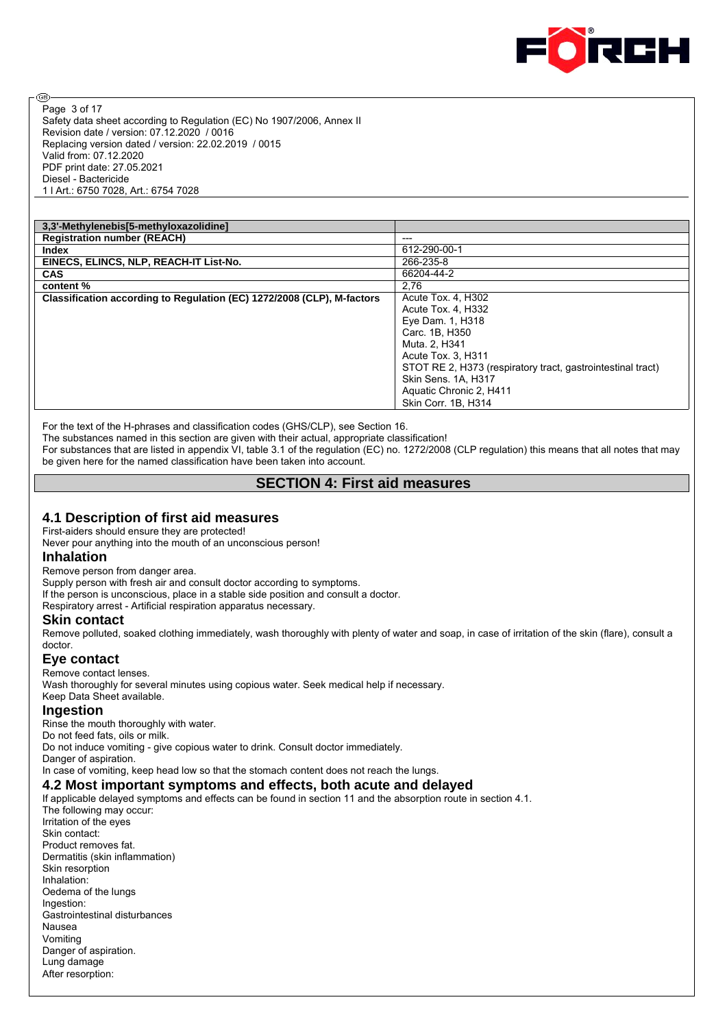| 3,3'-Methylenebis[5-methyloxazolidine] | |
|---|---|
| Registration number (REACH) | --- |
| Index | 612-290-00-1 |
| EINECS, ELINCS, NLP, REACH-IT List-No. | 266-235-8 |
| CAS | 66204-44-2 |
| content % | 2,76 |
| Classification according to Regulation (EC) 1272/2008 (CLP), M-factors | Acute Tox. 4, H302<br>Acute Tox. 4, H332<br>Eye Dam. 1, H318<br>Carc. 1B, H350<br>Muta. 2, H341<br>Acute Tox. 3, H311<br>STOT RE 2, H373 (respiratory tract, gastrointestinal tract)<br>Skin Sens. 1A, H317<br>Aquatic Chronic 2, H411<br>Skin Corr. 1B, H314 |

For the text of the H-phrases and classification codes (GHS/CLP), see Section 16.
The substances named in this section are given with their actual, appropriate classification!
For substances that are listed in appendix VI, table 3.1 of the regulation (EC) no. 1272/2008 (CLP regulation) this means that all notes that may be given here for the named classification have been taken into account.

## SECTION 4: First aid measures

### 4.1 Description of first aid measures

First-aiders should ensure they are protected!
Never pour anything into the mouth of an unconscious person!

#### Inhalation

Remove person from danger area.
Supply person with fresh air and consult doctor according to symptoms.
If the person is unconscious, place in a stable side position and consult a doctor.
Respiratory arrest - Artificial respiration apparatus necessary.

#### Skin contact

Remove polluted, soaked clothing immediately, wash thoroughly with plenty of water and soap, in case of irritation of the skin (flare), consult a doctor.

#### Eye contact

Remove contact lenses.
Wash thoroughly for several minutes using copious water. Seek medical help if necessary.
Keep Data Sheet available.

#### Ingestion

Rinse the mouth thoroughly with water.
Do not feed fats, oils or milk.
Do not induce vomiting - give copious water to drink. Consult doctor immediately.
Danger of aspiration.
In case of vomiting, keep head low so that the stomach content does not reach the lungs.

### 4.2 Most important symptoms and effects, both acute and delayed

If applicable delayed symptoms and effects can be found in section 11 and the absorption route in section 4.1.
The following may occur:
Irritation of the eyes
Skin contact:
Product removes fat.
Dermatitis (skin inflammation)
Skin resorption
Inhalation:
Oedema of the lungs
Ingestion:
Gastrointestinal disturbances
Nausea
Vomiting
Danger of aspiration.
Lung damage
After resorption: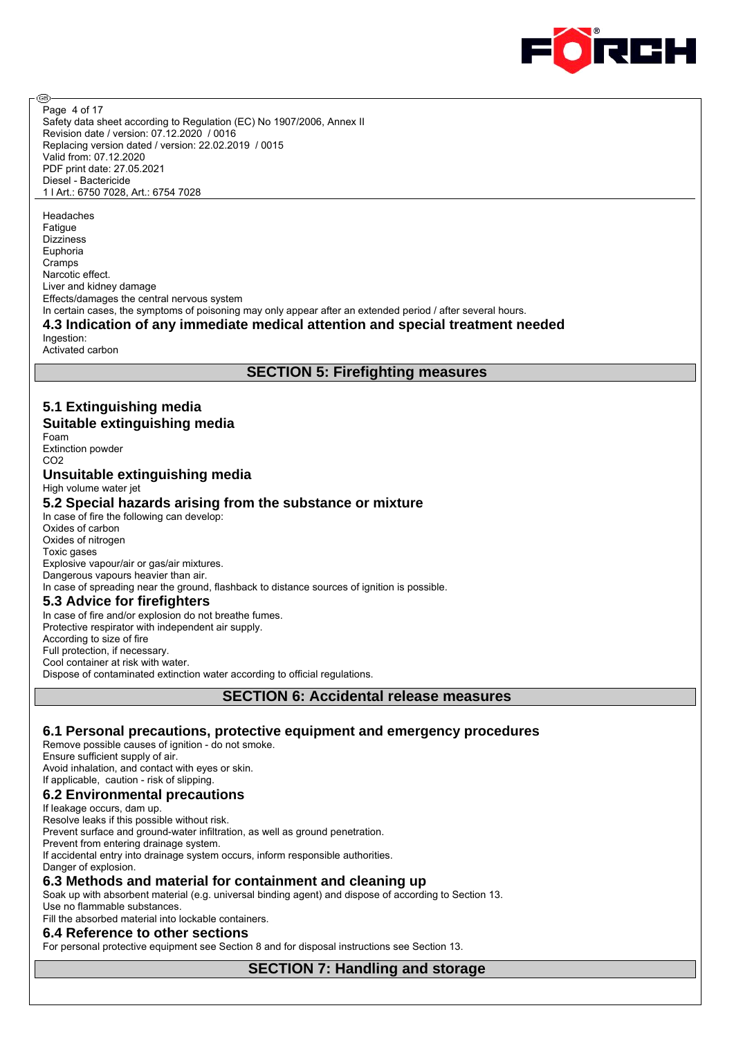Headaches
Fatigue
Dizziness
Euphoria
Cramps
Narcotic effect.
Liver and kidney damage
Effects/damages the central nervous system
In certain cases, the symptoms of poisoning may only appear after an extended period / after several hours.

### 4.3 Indication of any immediate medical attention and special treatment needed

Ingestion:
Activated carbon

## SECTION 5: Firefighting measures

### 5.1 Extinguishing media

### Suitable extinguishing media

Foam
Extinction powder
$CO_2$

### Unsuitable extinguishing media

High volume water jet

### 5.2 Special hazards arising from the substance or mixture

In case of fire the following can develop:
Oxides of carbon
Oxides of nitrogen
Toxic gases
Explosive vapour/air or gas/air mixtures.
Dangerous vapours heavier than air.
In case of spreading near the ground, flashback to distance sources of ignition is possible.

### 5.3 Advice for firefighters

In case of fire and/or explosion do not breathe fumes.
Protective respirator with independent air supply.
According to size of fire
Full protection, if necessary.
Cool container at risk with water.
Dispose of contaminated extinction water according to official regulations.

## SECTION 6: Accidental release measures

### 6.1 Personal precautions, protective equipment and emergency procedures

Remove possible causes of ignition - do not smoke.
Ensure sufficient supply of air.
Avoid inhalation, and contact with eyes or skin.
If applicable, caution - risk of slipping.

### 6.2 Environmental precautions

If leakage occurs, dam up.
Resolve leaks if this possible without risk.
Prevent surface and ground-water infiltration, as well as ground penetration.
Prevent from entering drainage system.
If accidental entry into drainage system occurs, inform responsible authorities.
Danger of explosion.

### 6.3 Methods and material for containment and cleaning up

Soak up with absorbent material (e.g. universal binding agent) and dispose of according to Section 13.
Use no flammable substances.
Fill the absorbed material into lockable containers.

### 6.4 Reference to other sections

For personal protective equipment see Section 8 and for disposal instructions see Section 13.

## SECTION 7: Handling and storage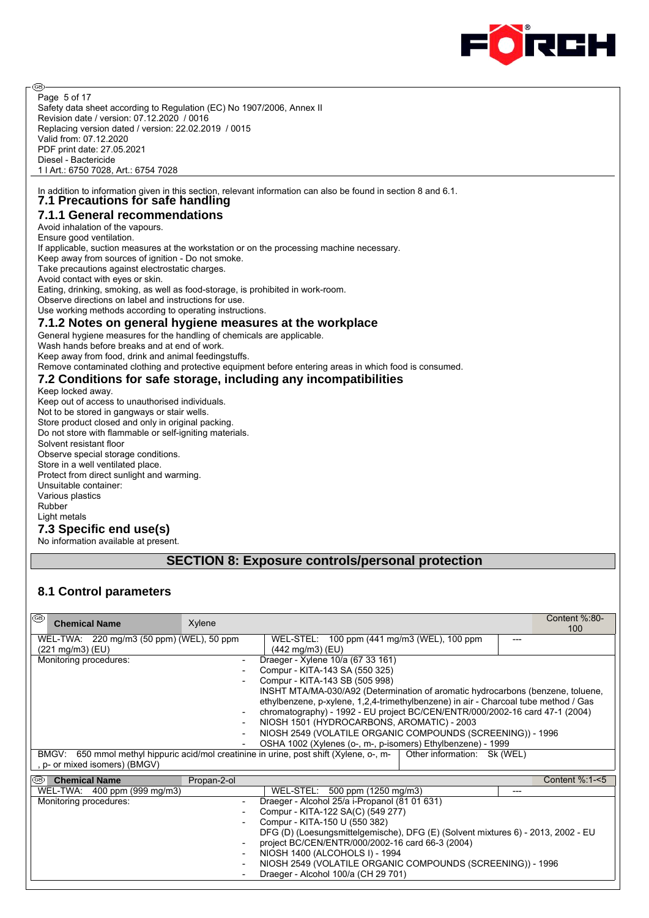In addition to information given in this section, relevant information can also be found in section 8 and 6.1.

### 7.1 Precautions for safe handling

#### 7.1.1 General recommendations

Avoid inhalation of the vapours.
Ensure good ventilation.
If applicable, suction measures at the workstation or on the processing machine necessary.
Keep away from sources of ignition - Do not smoke.
Take precautions against electrostatic charges.
Avoid contact with eyes or skin.
Eating, drinking, smoking, as well as food-storage, is prohibited in work-room.
Observe directions on label and instructions for use.
Use working methods according to operating instructions.

#### 7.1.2 Notes on general hygiene measures at the workplace

General hygiene measures for the handling of chemicals are applicable.
Wash hands before breaks and at end of work.
Keep away from food, drink and animal feedingstuffs.
Remove contaminated clothing and protective equipment before entering areas in which food is consumed.

### 7.2 Conditions for safe storage, including any incompatibilities

Keep locked away.
Keep out of access to unauthorised individuals.
Not to be stored in gangways or stair wells.
Store product closed and only in original packing.
Do not store with flammable or self-igniting materials.
Solvent resistant floor
Observe special storage conditions.
Store in a well ventilated place.
Protect from direct sunlight and warming.
Unsuitable container:
Various plastics
Rubber
Light metals

### 7.3 Specific end use(s)

No information available at present.

## SECTION 8: Exposure controls/personal protection

### 8.1 Control parameters

| Chemical Name | Xylene | | Content %:80-100 |
|---|---|---|---|
| WEL-TWA: 220 mg/m3 (50 ppm) (WEL), 50 ppm (221 mg/m3) (EU) | WEL-STEL: 100 ppm (441 mg/m3 (WEL), 100 ppm (442 mg/m3) (EU) | --- | |
| Monitoring procedures: | - Draeger - Xylene 10/a (67 33 161)<br>- Compur - KITA-143 SA (550 325)<br>- Compur - KITA-143 SB (505 998)<br>INSHT MTA/MA-030/A92 (Determination of aromatic hydrocarbons (benzene, toluene, ethylbenzene, p-xylene, 1,2,4-trimethylbenzene) in air - Charcoal tube method / Gas<br>- chromatography) - 1992 - EU project BC/CEN/ENTR/000/2002-16 card 47-1 (2004)<br>- NIOSH 1501 (HYDROCARBONS, AROMATIC) - 2003<br>- NIOSH 2549 (VOLATILE ORGANIC COMPOUNDS (SCREENING)) - 1996<br>- OSHA 1002 (Xylenes (o-, m-, p-isomers) Ethylbenzene) - 1999 | | |
| BMGV: 650 mmol methyl hippuric acid/mol creatinine in urine, post shift (Xylene, o-, m-, p- or mixed isomers) (BMGV) | | Other information: Sk (WEL) | |

| Chemical Name | Propan-2-ol | | Content %:1-<5 |
|---|---|---|---|
| WEL-TWA: 400 ppm (999 mg/m3) | WEL-STEL: 500 ppm (1250 mg/m3) | --- | |
| Monitoring procedures: | - Draeger - Alcohol 25/a i-Propanol (81 01 631)<br>- Compur - KITA-122 SA(C) (549 277)<br>- Compur - KITA-150 U (550 382)<br>DFG (D) (Loesungsmittelgemische), DFG (E) (Solvent mixtures 6) - 2013, 2002 - EU<br>- project BC/CEN/ENTR/000/2002-16 card 66-3 (2004)<br>- NIOSH 1400 (ALCOHOLS I) - 1994<br>- NIOSH 2549 (VOLATILE ORGANIC COMPOUNDS (SCREENING)) - 1996<br>- Draeger - Alcohol 100/a (CH 29 701) | | |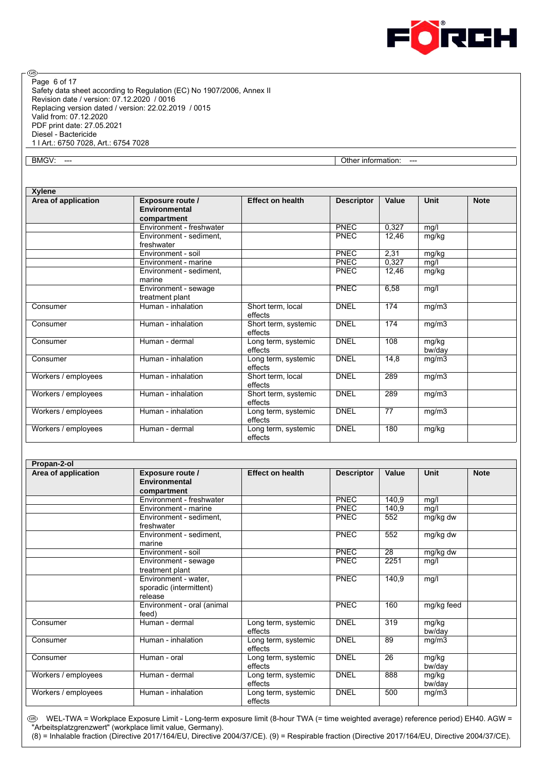| BMGV: --- | Other information: --- |
|---|---|

| Xylene | | | | | | |
|---|---|---|---|---|---|---|
| **Area of application** | **Exposure route / Environmental compartment** | **Effect on health** | **Descriptor** | **Value** | **Unit** | **Note** |
| | Environment - freshwater | | PNEC | 0,327 | mg/l | |
| | Environment - sediment, freshwater | | PNEC | 12,46 | mg/kg | |
| | Environment - soil | | PNEC | 2,31 | mg/kg | |
| | Environment - marine | | PNEC | 0,327 | mg/l | |
| | Environment - sediment, marine | | PNEC | 12,46 | mg/kg | |
| | Environment - sewage treatment plant | | PNEC | 6,58 | mg/l | |
| Consumer | Human - inhalation | Short term, local effects | DNEL | 174 | mg/m3 | |
| Consumer | Human - inhalation | Short term, systemic effects | DNEL | 174 | mg/m3 | |
| Consumer | Human - dermal | Long term, systemic effects | DNEL | 108 | mg/kg bw/day | |
| Consumer | Human - inhalation | Long term, systemic effects | DNEL | 14,8 | mg/m3 | |
| Workers / employees | Human - inhalation | Short term, local effects | DNEL | 289 | mg/m3 | |
| Workers / employees | Human - inhalation | Short term, systemic effects | DNEL | 289 | mg/m3 | |
| Workers / employees | Human - inhalation | Long term, systemic effects | DNEL | 77 | mg/m3 | |
| Workers / employees | Human - dermal | Long term, systemic effects | DNEL | 180 | mg/kg | |

| Propan-2-ol | | | | | | |
|---|---|---|---|---|---|---|
| **Area of application** | **Exposure route / Environmental compartment** | **Effect on health** | **Descriptor** | **Value** | **Unit** | **Note** |
| | Environment - freshwater | | PNEC | 140,9 | mg/l | |
| | Environment - marine | | PNEC | 140,9 | mg/l | |
| | Environment - sediment, freshwater | | PNEC | 552 | mg/kg dw | |
| | Environment - sediment, marine | | PNEC | 552 | mg/kg dw | |
| | Environment - soil | | PNEC | 28 | mg/kg dw | |
| | Environment - sewage treatment plant | | PNEC | 2251 | mg/l | |
| | Environment - water, sporadic (intermittent) release | | PNEC | 140,9 | mg/l | |
| | Environment - oral (animal feed) | | PNEC | 160 | mg/kg feed | |
| Consumer | Human - dermal | Long term, systemic effects | DNEL | 319 | mg/kg bw/day | |
| Consumer | Human - inhalation | Long term, systemic effects | DNEL | 89 | mg/m3 | |
| Consumer | Human - oral | Long term, systemic effects | DNEL | 26 | mg/kg bw/day | |
| Workers / employees | Human - dermal | Long term, systemic effects | DNEL | 888 | mg/kg bw/day | |
| Workers / employees | Human - inhalation | Long term, systemic effects | DNEL | 500 | mg/m3 | |

WEL-TWA = Workplace Exposure Limit - Long-term exposure limit (8-hour TWA (= time weighted average) reference period) EH40. AGW = "Arbeitsplatzgrenzwert" (workplace limit value, Germany).
(8) = Inhalable fraction (Directive 2017/164/EU, Directive 2004/37/CE). (9) = Respirable fraction (Directive 2017/164/EU, Directive 2004/37/CE).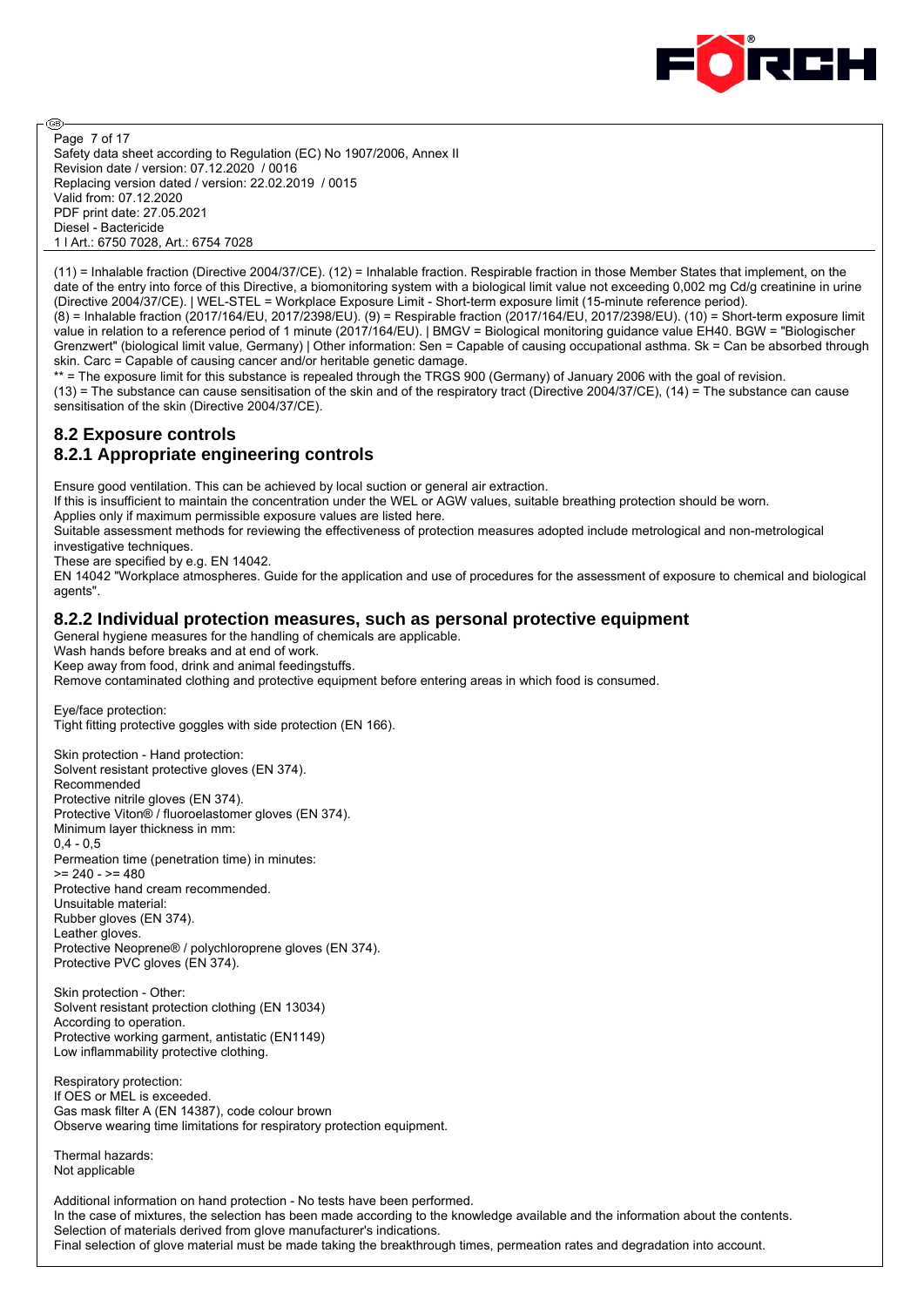(11) = Inhalable fraction (Directive 2004/37/CE). (12) = Inhalable fraction. Respirable fraction in those Member States that implement, on the date of the entry into force of this Directive, a biomonitoring system with a biological limit value not exceeding 0,002 mg Cd/g creatinine in urine (Directive 2004/37/CE). | WEL-STEL = Workplace Exposure Limit - Short-term exposure limit (15-minute reference period).
(8) = Inhalable fraction (2017/164/EU, 2017/2398/EU). (9) = Respirable fraction (2017/164/EU, 2017/2398/EU). (10) = Short-term exposure limit value in relation to a reference period of 1 minute (2017/164/EU). | BMGV = Biological monitoring guidance value EH40. BGW = "Biologischer Grenzwert" (biological limit value, Germany) | Other information: Sen = Capable of causing occupational asthma. Sk = Can be absorbed through skin. Carc = Capable of causing cancer and/or heritable genetic damage.
** = The exposure limit for this substance is repealed through the TRGS 900 (Germany) of January 2006 with the goal of revision.
(13) = The substance can cause sensitisation of the skin and of the respiratory tract (Directive 2004/37/CE), (14) = The substance can cause sensitisation of the skin (Directive 2004/37/CE).

## 8.2 Exposure controls

### 8.2.1 Appropriate engineering controls

Ensure good ventilation. This can be achieved by local suction or general air extraction.
If this is insufficient to maintain the concentration under the WEL or AGW values, suitable breathing protection should be worn.
Applies only if maximum permissible exposure values are listed here.
Suitable assessment methods for reviewing the effectiveness of protection measures adopted include metrological and non-metrological investigative techniques.
These are specified by e.g. EN 14042.
EN 14042 "Workplace atmospheres. Guide for the application and use of procedures for the assessment of exposure to chemical and biological agents".

### 8.2.2 Individual protection measures, such as personal protective equipment

General hygiene measures for the handling of chemicals are applicable.
Wash hands before breaks and at end of work.
Keep away from food, drink and animal feedingstuffs.
Remove contaminated clothing and protective equipment before entering areas in which food is consumed.

Eye/face protection:
Tight fitting protective goggles with side protection (EN 166).

Skin protection - Hand protection:
Solvent resistant protective gloves (EN 374).
Recommended
Protective nitrile gloves (EN 374).
Protective Viton® / fluoroelastomer gloves (EN 374).
Minimum layer thickness in mm:
0,4 - 0,5
Permeation time (penetration time) in minutes:
>= 240 - >= 480
Protective hand cream recommended.
Unsuitable material:
Rubber gloves (EN 374).
Leather gloves.
Protective Neoprene® / polychloroprene gloves (EN 374).
Protective PVC gloves (EN 374).

Skin protection - Other:
Solvent resistant protection clothing (EN 13034)
According to operation.
Protective working garment, antistatic (EN1149)
Low inflammability protective clothing.

Respiratory protection:
If OES or MEL is exceeded.
Gas mask filter A (EN 14387), code colour brown
Observe wearing time limitations for respiratory protection equipment.

Thermal hazards:
Not applicable

Additional information on hand protection - No tests have been performed.
In the case of mixtures, the selection has been made according to the knowledge available and the information about the contents.
Selection of materials derived from glove manufacturer's indications.
Final selection of glove material must be made taking the breakthrough times, permeation rates and degradation into account.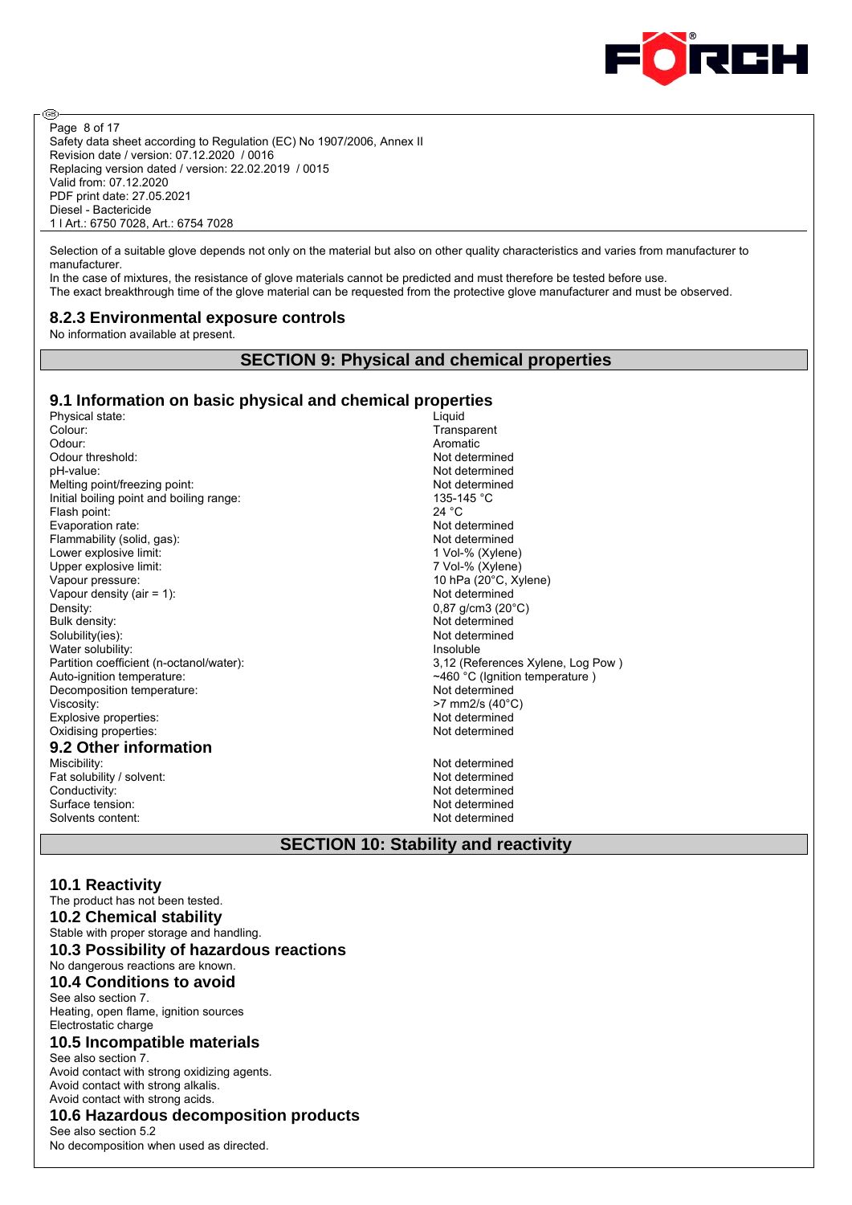Selection of a suitable glove depends not only on the material but also on other quality characteristics and varies from manufacturer to manufacturer.
In the case of mixtures, the resistance of glove materials cannot be predicted and must therefore be tested before use.
The exact breakthrough time of the glove material can be requested from the protective glove manufacturer and must be observed.

### 8.2.3 Environmental exposure controls

No information available at present.

## SECTION 9: Physical and chemical properties

### 9.1 Information on basic physical and chemical properties

| | |
|---|---|
| Physical state: | Liquid |
| Colour: | Transparent |
| Odour: | Aromatic |
| Odour threshold: | Not determined |
| pH-value: | Not determined |
| Melting point/freezing point: | Not determined |
| Initial boiling point and boiling range: | 135-145 °C |
| Flash point: | 24 °C |
| Evaporation rate: | Not determined |
| Flammability (solid, gas): | Not determined |
| Lower explosive limit: | 1 Vol-% (Xylene) |
| Upper explosive limit: | 7 Vol-% (Xylene) |
| Vapour pressure: | 10 hPa (20°C, Xylene) |
| Vapour density (air = 1): | Not determined |
| Density: | 0,87 g/cm3 (20°C) |
| Bulk density: | Not determined |
| Solubility(ies): | Not determined |
| Water solubility: | Insoluble |
| Partition coefficient (n-octanol/water): | 3,12 (References Xylene, Log Pow ) |
| Auto-ignition temperature: | ~460 °C (Ignition temperature ) |
| Decomposition temperature: | Not determined |
| Viscosity: | >7 mm2/s (40°C) |
| Explosive properties: | Not determined |
| Oxidising properties: | Not determined |

### 9.2 Other information

| | |
|---|---|
| Miscibility: | Not determined |
| Fat solubility / solvent: | Not determined |
| Conductivity: | Not determined |
| Surface tension: | Not determined |
| Solvents content: | Not determined |

## SECTION 10: Stability and reactivity

### 10.1 Reactivity

The product has not been tested.

### 10.2 Chemical stability

Stable with proper storage and handling.

### 10.3 Possibility of hazardous reactions

No dangerous reactions are known.

### 10.4 Conditions to avoid

See also section 7.
Heating, open flame, ignition sources
Electrostatic charge

### 10.5 Incompatible materials

See also section 7.
Avoid contact with strong oxidizing agents.
Avoid contact with strong alkalis.
Avoid contact with strong acids.

### 10.6 Hazardous decomposition products

See also section 5.2
No decomposition when used as directed.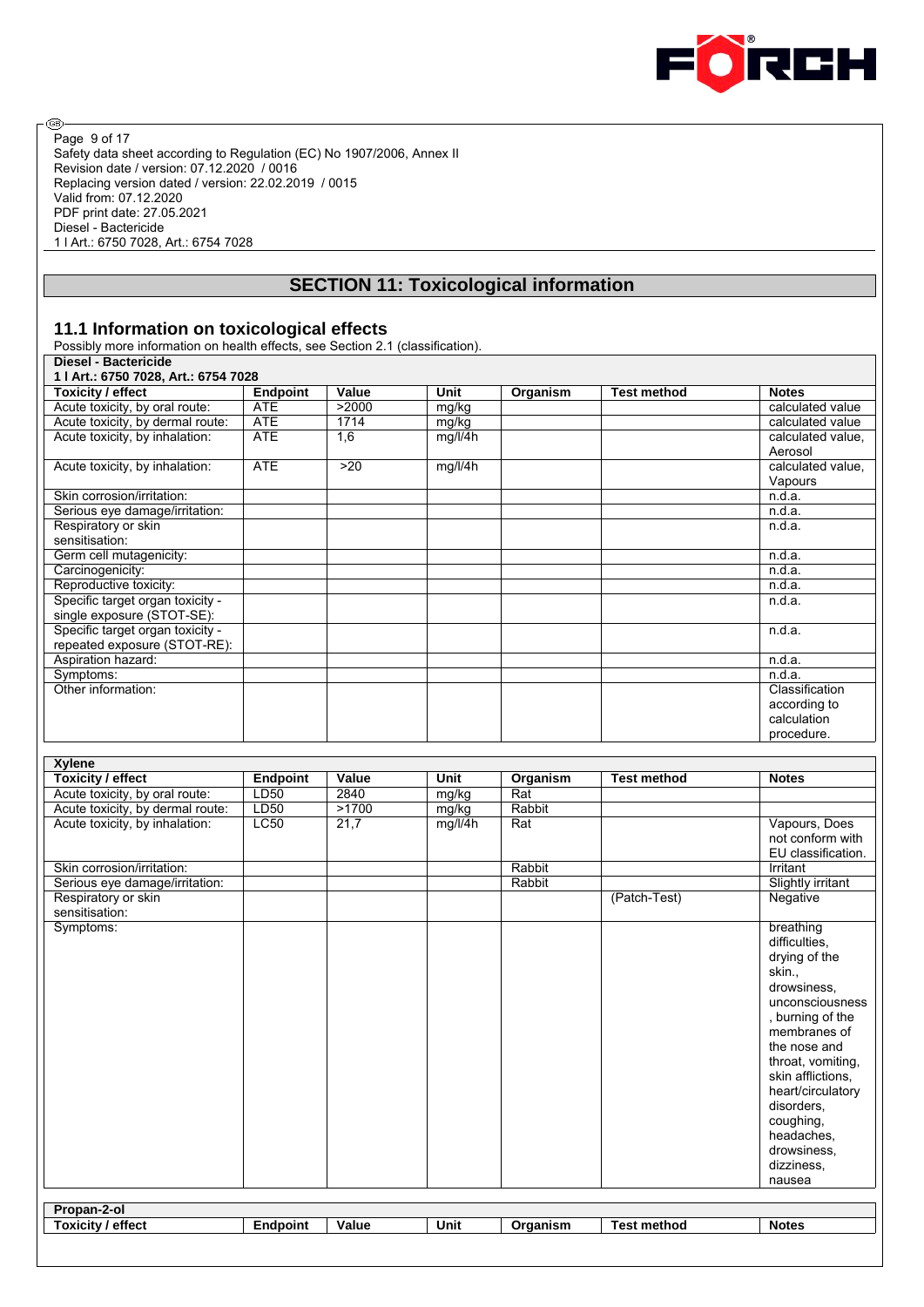## SECTION 11: Toxicological information

### 11.1 Information on toxicological effects

Possibly more information on health effects, see Section 2.1 (classification).

| Diesel - Bactericide<br>1 l Art.: 6750 7028, Art.: 6754 7028 | | | | | | |
|---|---|---|---|---|---|---|
| **Toxicity / effect** | **Endpoint** | **Value** | **Unit** | **Organism** | **Test method** | **Notes** |
| Acute toxicity, by oral route: | ATE | >2000 | mg/kg | | | calculated value |
| Acute toxicity, by dermal route: | ATE | 1714 | mg/kg | | | calculated value |
| Acute toxicity, by inhalation: | ATE | 1,6 | mg/l/4h | | | calculated value, Aerosol |
| Acute toxicity, by inhalation: | ATE | >20 | mg/l/4h | | | calculated value, Vapours |
| Skin corrosion/irritation: | | | | | | n.d.a. |
| Serious eye damage/irritation: | | | | | | n.d.a. |
| Respiratory or skin sensitisation: | | | | | | n.d.a. |
| Germ cell mutagenicity: | | | | | | n.d.a. |
| Carcinogenicity: | | | | | | n.d.a. |
| Reproductive toxicity: | | | | | | n.d.a. |
| Specific target organ toxicity - single exposure (STOT-SE): | | | | | | n.d.a. |
| Specific target organ toxicity - repeated exposure (STOT-RE): | | | | | | n.d.a. |
| Aspiration hazard: | | | | | | n.d.a. |
| Symptoms: | | | | | | n.d.a. |
| Other information: | | | | | | Classification according to calculation procedure. |

| Xylene | | | | | | |
|---|---|---|---|---|---|---|
| **Toxicity / effect** | **Endpoint** | **Value** | **Unit** | **Organism** | **Test method** | **Notes** |
| Acute toxicity, by oral route: | LD50 | 2840 | mg/kg | Rat | | |
| Acute toxicity, by dermal route: | LD50 | >1700 | mg/kg | Rabbit | | |
| Acute toxicity, by inhalation: | LC50 | 21,7 | mg/l/4h | Rat | | Vapours, Does not conform with EU classification. |
| Skin corrosion/irritation: | | | | Rabbit | | Irritant |
| Serious eye damage/irritation: | | | | Rabbit | | Slightly irritant |
| Respiratory or skin sensitisation: | | | | | (Patch-Test) | Negative |
| Symptoms: | | | | | | breathing difficulties, drying of the skin., drowsiness, unconsciousness, burning of the membranes of the nose and throat, vomiting, skin afflictions, heart/circulatory disorders, coughing, headaches, drowsiness, dizziness, nausea |

| Propan-2-ol | | | | | | |
|---|---|---|---|---|---|---|
| **Toxicity / effect** | **Endpoint** | **Value** | **Unit** | **Organism** | **Test method** | **Notes** |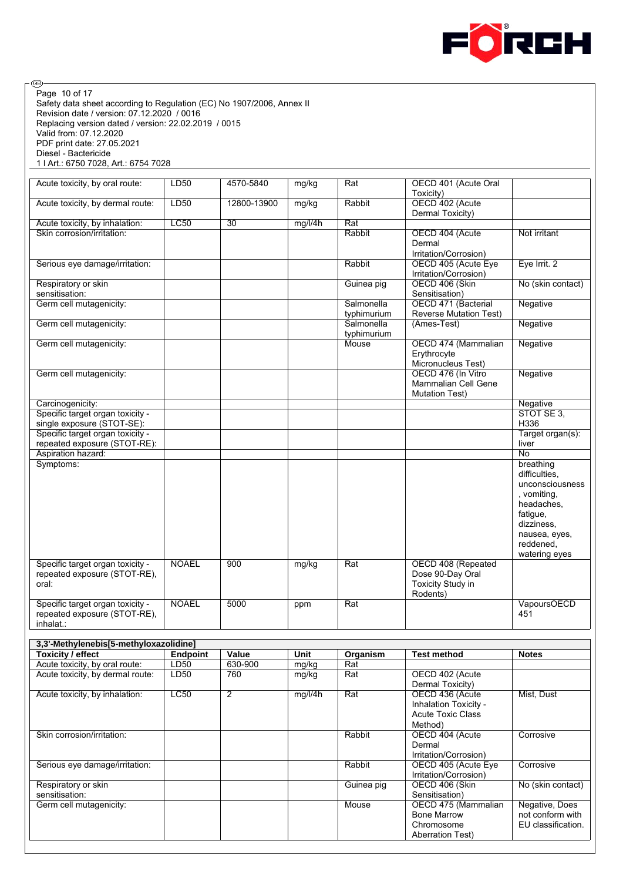| Acute toxicity, by oral route: | LD50 | 4570-5840 | mg/kg | Rat | OECD 401 (Acute Oral Toxicity) | |
|---|---|---|---|---|---|---|
| Acute toxicity, by dermal route: | LD50 | 12800-13900 | mg/kg | Rabbit | OECD 402 (Acute Dermal Toxicity) | |
| Acute toxicity, by inhalation: | LC50 | 30 | mg/l/4h | Rat | | |
| Skin corrosion/irritation: | | | | Rabbit | OECD 404 (Acute Dermal Irritation/Corrosion) | Not irritant |
| Serious eye damage/irritation: | | | | Rabbit | OECD 405 (Acute Eye Irritation/Corrosion) | Eye Irrit. 2 |
| Respiratory or skin sensitisation: | | | | Guinea pig | OECD 406 (Skin Sensitisation) | No (skin contact) |
| Germ cell mutagenicity: | | | | Salmonella typhimurium | OECD 471 (Bacterial Reverse Mutation Test) | Negative |
| Germ cell mutagenicity: | | | | Salmonella typhimurium | (Ames-Test) | Negative |
| Germ cell mutagenicity: | | | | Mouse | OECD 474 (Mammalian Erythrocyte Micronucleus Test) | Negative |
| Germ cell mutagenicity: | | | | | OECD 476 (In Vitro Mammalian Cell Gene Mutation Test) | Negative |
| Carcinogenicity: | | | | | | Negative |
| Specific target organ toxicity - single exposure (STOT-SE): | | | | | | STOT SE 3, H336 |
| Specific target organ toxicity - repeated exposure (STOT-RE): | | | | | | Target organ(s): liver |
| Aspiration hazard: | | | | | | No |
| Symptoms: | | | | | | breathing difficulties, unconsciousness, vomiting, headaches, fatigue, dizziness, nausea, eyes, reddened, watering eyes |
| Specific target organ toxicity - repeated exposure (STOT-RE), oral: | NOAEL | 900 | mg/kg | Rat | OECD 408 (Repeated Dose 90-Day Oral Toxicity Study in Rodents) | |
| Specific target organ toxicity - repeated exposure (STOT-RE), inhalat.: | NOAEL | 5000 | ppm | Rat | | VapoursOECD 451 |

| 3,3'-Methylenebis[5-methyloxazolidine] | | | | | | |
|---|---|---|---|---|---|---|
| **Toxicity / effect** | **Endpoint** | **Value** | **Unit** | **Organism** | **Test method** | **Notes** |
| Acute toxicity, by oral route: | LD50 | 630-900 | mg/kg | Rat | | |
| Acute toxicity, by dermal route: | LD50 | 760 | mg/kg | Rat | OECD 402 (Acute Dermal Toxicity) | |
| Acute toxicity, by inhalation: | LC50 | 2 | mg/l/4h | Rat | OECD 436 (Acute Inhalation Toxicity - Acute Toxic Class Method) | Mist, Dust |
| Skin corrosion/irritation: | | | | Rabbit | OECD 404 (Acute Dermal Irritation/Corrosion) | Corrosive |
| Serious eye damage/irritation: | | | | Rabbit | OECD 405 (Acute Eye Irritation/Corrosion) | Corrosive |
| Respiratory or skin sensitisation: | | | | Guinea pig | OECD 406 (Skin Sensitisation) | No (skin contact) |
| Germ cell mutagenicity: | | | | Mouse | OECD 475 (Mammalian Bone Marrow Chromosome Aberration Test) | Negative, Does not conform with EU classification. |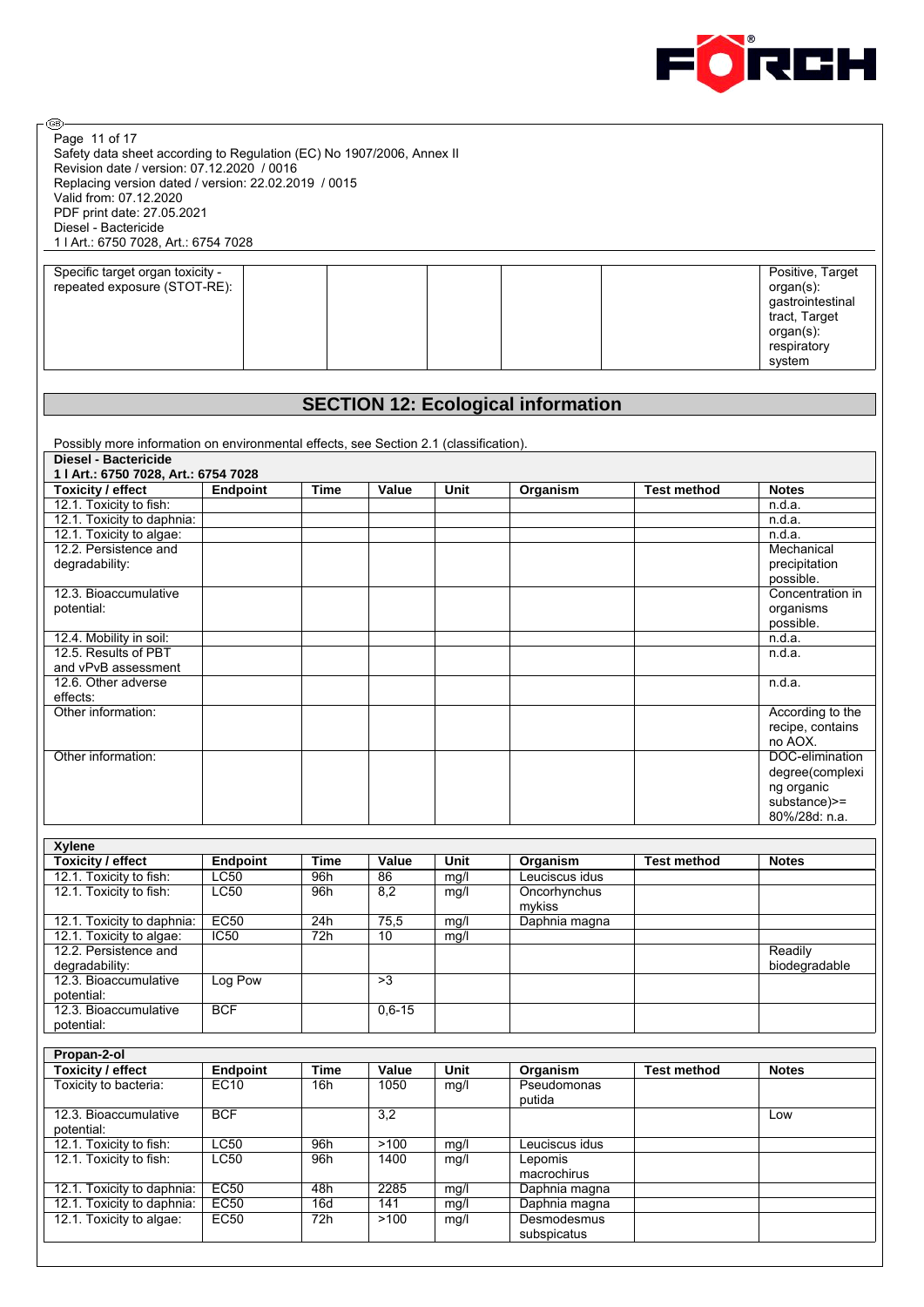| Specific target organ toxicity - repeated exposure (STOT-RE): | | | | | | Positive, Target organ(s): gastrointestinal tract, Target organ(s): respiratory system |
|---|---|---|---|---|---|---|

## SECTION 12: Ecological information

Possibly more information on environmental effects, see Section 2.1 (classification).

**Diesel - Bactericide**
**1 l Art.: 6750 7028, Art.: 6754 7028**

| Toxicity / effect | Endpoint | Time | Value | Unit | Organism | Test method | Notes |
|---|---|---|---|---|---|---|---|
| 12.1. Toxicity to fish: | | | | | | | n.d.a. |
| 12.1. Toxicity to daphnia: | | | | | | | n.d.a. |
| 12.1. Toxicity to algae: | | | | | | | n.d.a. |
| 12.2. Persistence and degradability: | | | | | | | Mechanical precipitation possible. |
| 12.3. Bioaccumulative potential: | | | | | | | Concentration in organisms possible. |
| 12.4. Mobility in soil: | | | | | | | n.d.a. |
| 12.5. Results of PBT and vPvB assessment | | | | | | | n.d.a. |
| 12.6. Other adverse effects: | | | | | | | n.d.a. |
| Other information: | | | | | | | According to the recipe, contains no AOX. |
| Other information: | | | | | | | DOC-elimination degree(complexing organic substance)>= 80%/28d: n.a. |

**Xylene**

| Toxicity / effect | Endpoint | Time | Value | Unit | Organism | Test method | Notes |
|---|---|---|---|---|---|---|---|
| 12.1. Toxicity to fish: | LC50 | 96h | 86 | mg/l | Leuciscus idus | | |
| 12.1. Toxicity to fish: | LC50 | 96h | 8,2 | mg/l | Oncorhynchus mykiss | | |
| 12.1. Toxicity to daphnia: | EC50 | 24h | 75,5 | mg/l | Daphnia magna | | |
| 12.1. Toxicity to algae: | IC50 | 72h | 10 | mg/l | | | |
| 12.2. Persistence and degradability: | | | | | | | Readily biodegradable |
| 12.3. Bioaccumulative potential: | Log Pow | | >3 | | | | |
| 12.3. Bioaccumulative potential: | BCF | | 0,6-15 | | | | |

**Propan-2-ol**

| Toxicity / effect | Endpoint | Time | Value | Unit | Organism | Test method | Notes |
|---|---|---|---|---|---|---|---|
| Toxicity to bacteria: | EC10 | 16h | 1050 | mg/l | Pseudomonas putida | | |
| 12.3. Bioaccumulative potential: | BCF | | 3,2 | | | | Low |
| 12.1. Toxicity to fish: | LC50 | 96h | >100 | mg/l | Leuciscus idus | | |
| 12.1. Toxicity to fish: | LC50 | 96h | 1400 | mg/l | Lepomis macrochirus | | |
| 12.1. Toxicity to daphnia: | EC50 | 48h | 2285 | mg/l | Daphnia magna | | |
| 12.1. Toxicity to daphnia: | EC50 | 16d | 141 | mg/l | Daphnia magna | | |
| 12.1. Toxicity to algae: | EC50 | 72h | >100 | mg/l | Desmodesmus subspicatus | | |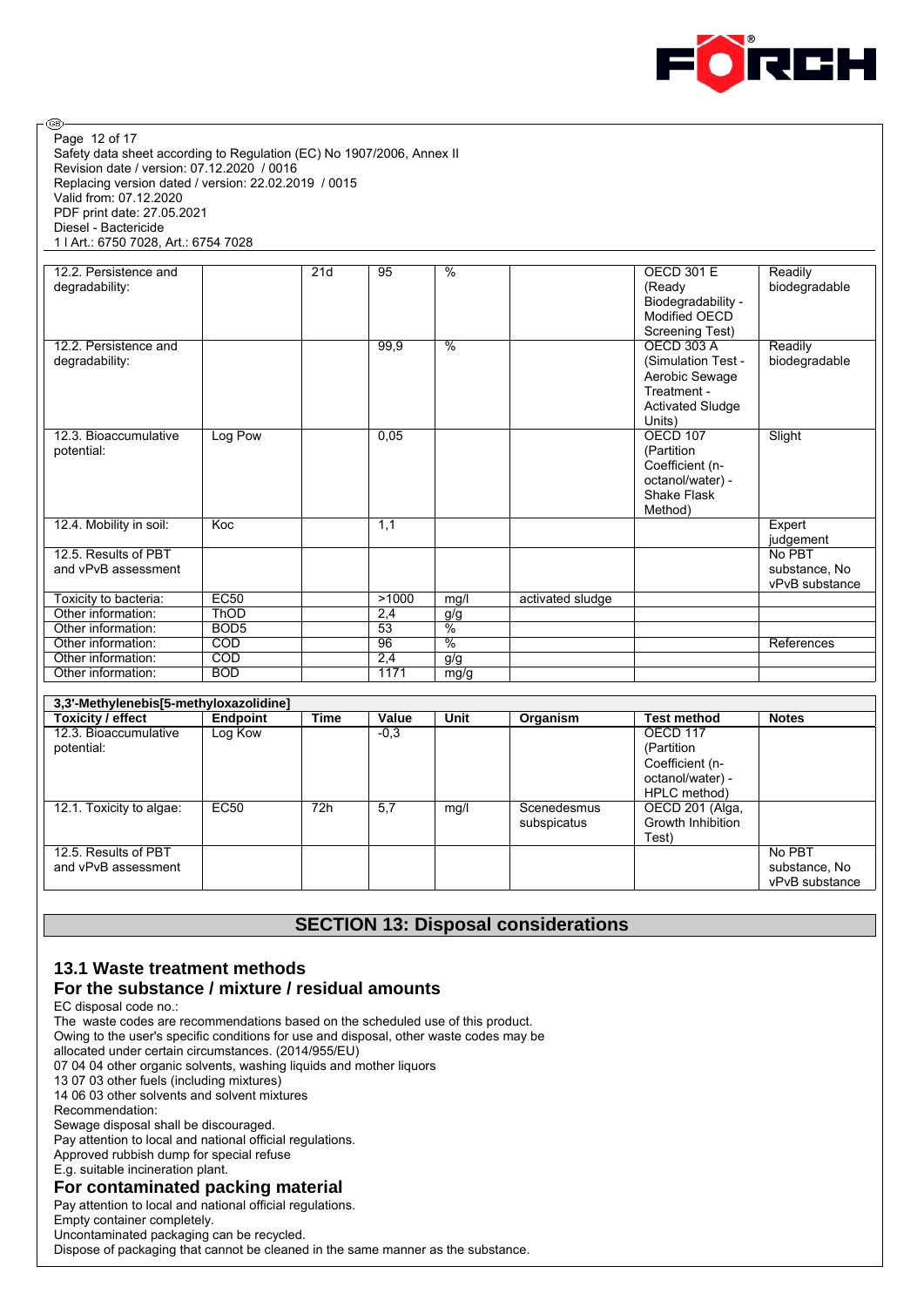| | | | | | | | |
|---|---|---|---|---|---|---|---|
| 12.2. Persistence and degradability: | | 21d | 95 | % | | OECD 301 E (Ready Biodegradability - Modified OECD Screening Test) | Readily biodegradable |
| 12.2. Persistence and degradability: | | | 99,9 | % | | OECD 303 A (Simulation Test - Aerobic Sewage Treatment - Activated Sludge Units) | Readily biodegradable |
| 12.3. Bioaccumulative potential: | Log Pow | | 0,05 | | | OECD 107 (Partition Coefficient (n-octanol/water) - Shake Flask Method) | Slight |
| 12.4. Mobility in soil: | Koc | | 1,1 | | | | Expert judgement |
| 12.5. Results of PBT and vPvB assessment | | | | | | | No PBT substance, No vPvB substance |
| Toxicity to bacteria: | EC50 | | >1000 | mg/l | activated sludge | | |
| Other information: | ThOD | | 2,4 | g/g | | | |
| Other information: | BOD5 | | 53 | % | | | |
| Other information: | COD | | 96 | % | | | References |
| Other information: | COD | | 2,4 | g/g | | | |
| Other information: | BOD | | 1171 | mg/g | | | |

| 3,3'-Methylenebis[5-methyloxazolidine] | | | | | | | |
|---|---|---|---|---|---|---|---|
| **Toxicity / effect** | **Endpoint** | **Time** | **Value** | **Unit** | **Organism** | **Test method** | **Notes** |
| 12.3. Bioaccumulative potential: | Log Kow | | -0,3 | | | OECD 117 (Partition Coefficient (n-octanol/water) - HPLC method) | |
| 12.1. Toxicity to algae: | EC50 | 72h | 5,7 | mg/l | Scenedesmus subspicatus | OECD 201 (Alga, Growth Inhibition Test) | |
| 12.5. Results of PBT and vPvB assessment | | | | | | | No PBT substance, No vPvB substance |

## SECTION 13: Disposal considerations

### 13.1 Waste treatment methods

### For the substance / mixture / residual amounts

EC disposal code no.:
The waste codes are recommendations based on the scheduled use of this product.
Owing to the user's specific conditions for use and disposal, other waste codes may be allocated under certain circumstances. (2014/955/EU)
07 04 04 other organic solvents, washing liquids and mother liquors
13 07 03 other fuels (including mixtures)
14 06 03 other solvents and solvent mixtures
Recommendation:
Sewage disposal shall be discouraged.
Pay attention to local and national official regulations.
Approved rubbish dump for special refuse
E.g. suitable incineration plant.

### For contaminated packing material

Pay attention to local and national official regulations.
Empty container completely.
Uncontaminated packaging can be recycled.
Dispose of packaging that cannot be cleaned in the same manner as the substance.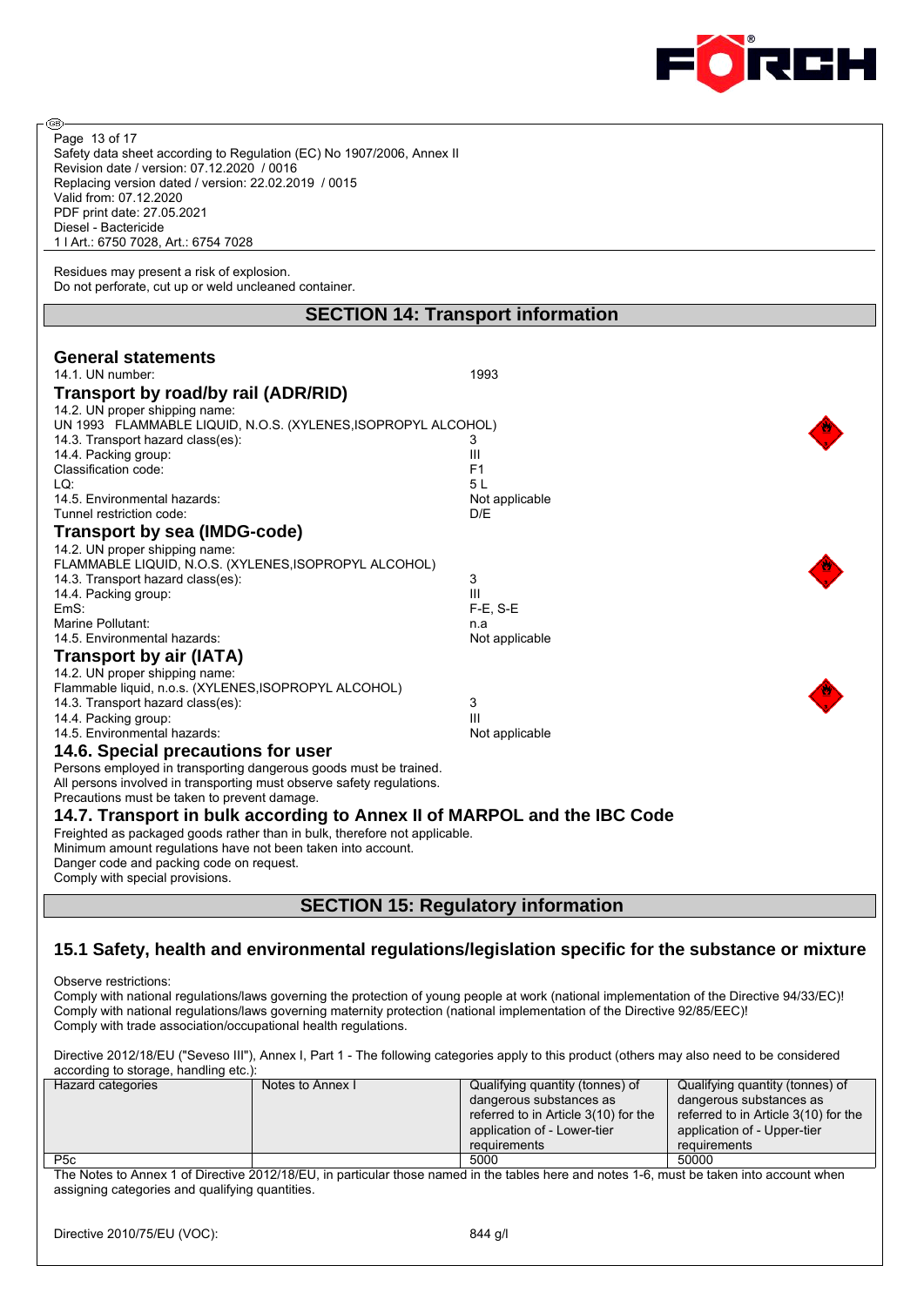Residues may present a risk of explosion.
Do not perforate, cut up or weld uncleaned container.

## SECTION 14: Transport information

### General statements

14.1. UN number: 1993

### Transport by road/by rail (ADR/RID)

14.2. UN proper shipping name:
UN 1993 FLAMMABLE LIQUID, N.O.S. (XYLENES,ISOPROPYL ALCOHOL)

| | |
|---|---|
| 14.3. Transport hazard class(es): | 3 |
| 14.4. Packing group: | III |
| Classification code: | F1 |
| LQ: | 5 L |
| 14.5. Environmental hazards: | Not applicable |
| Tunnel restriction code: | D/E |

### Transport by sea (IMDG-code)

14.2. UN proper shipping name:
FLAMMABLE LIQUID, N.O.S. (XYLENES,ISOPROPYL ALCOHOL)

| | |
|---|---|
| 14.3. Transport hazard class(es): | 3 |
| 14.4. Packing group: | III |
| EmS: | F-E, S-E |
| Marine Pollutant: | n.a |
| 14.5. Environmental hazards: | Not applicable |

### Transport by air (IATA)

14.2. UN proper shipping name:
Flammable liquid, n.o.s. (XYLENES,ISOPROPYL ALCOHOL)

| | |
|---|---|
| 14.3. Transport hazard class(es): | 3 |
| 14.4. Packing group: | III |
| 14.5. Environmental hazards: | Not applicable |

### 14.6. Special precautions for user

Persons employed in transporting dangerous goods must be trained.
All persons involved in transporting must observe safety regulations.
Precautions must be taken to prevent damage.

### 14.7. Transport in bulk according to Annex II of MARPOL and the IBC Code

Freighted as packaged goods rather than in bulk, therefore not applicable.
Minimum amount regulations have not been taken into account.
Danger code and packing code on request.
Comply with special provisions.

## SECTION 15: Regulatory information

### 15.1 Safety, health and environmental regulations/legislation specific for the substance or mixture

Observe restrictions:
Comply with national regulations/laws governing the protection of young people at work (national implementation of the Directive 94/33/EC)!
Comply with national regulations/laws governing maternity protection (national implementation of the Directive 92/85/EEC)!
Comply with trade association/occupational health regulations.

Directive 2012/18/EU ("Seveso III"), Annex I, Part 1 - The following categories apply to this product (others may also need to be considered according to storage, handling etc.):

| Hazard categories | Notes to Annex I | Qualifying quantity (tonnes) of dangerous substances as referred to in Article 3(10) for the application of - Lower-tier requirements | Qualifying quantity (tonnes) of dangerous substances as referred to in Article 3(10) for the application of - Upper-tier requirements |
|---|---|---|---|
| P5c | | 5000 | 50000 |

The Notes to Annex 1 of Directive 2012/18/EU, in particular those named in the tables here and notes 1-6, must be taken into account when assigning categories and qualifying quantities.

Directive 2010/75/EU (VOC): 844 g/l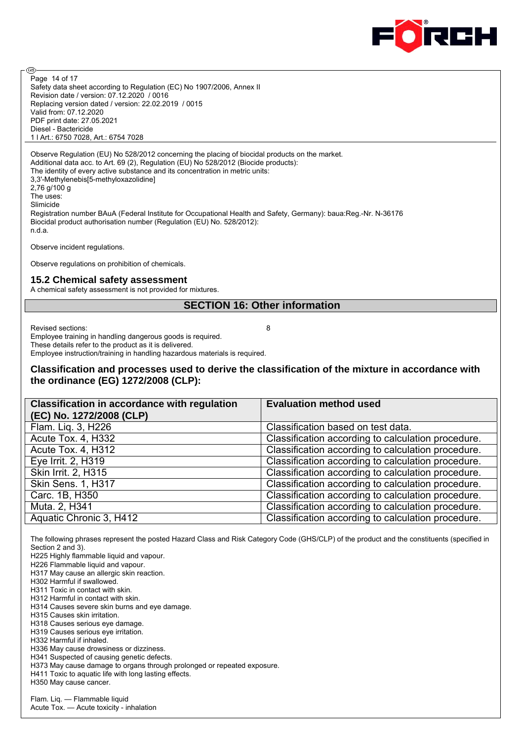Observe Regulation (EU) No 528/2012 concerning the placing of biocidal products on the market.
Additional data acc. to Art. 69 (2), Regulation (EU) No 528/2012 (Biocide products):
The identity of every active substance and its concentration in metric units:
3,3'-Methylenebis[5-methyloxazolidine]
2,76 g/100 g
The uses:
Slimicide
Registration number BAuA (Federal Institute for Occupational Health and Safety, Germany): baua:Reg.-Nr. N-36176
Biocidal product authorisation number (Regulation (EU) No. 528/2012):
n.d.a.

Observe incident regulations.

Observe regulations on prohibition of chemicals.

### 15.2 Chemical safety assessment

A chemical safety assessment is not provided for mixtures.

## SECTION 16: Other information

Revised sections: 8
Employee training in handling dangerous goods is required.
These details refer to the product as it is delivered.
Employee instruction/training in handling hazardous materials is required.

### Classification and processes used to derive the classification of the mixture in accordance with the ordinance (EG) 1272/2008 (CLP):

| Classification in accordance with regulation (EC) No. 1272/2008 (CLP) | Evaluation method used |
|---|---|
| Flam. Liq. 3, H226 | Classification based on test data. |
| Acute Tox. 4, H332 | Classification according to calculation procedure. |
| Acute Tox. 4, H312 | Classification according to calculation procedure. |
| Eye Irrit. 2, H319 | Classification according to calculation procedure. |
| Skin Irrit. 2, H315 | Classification according to calculation procedure. |
| Skin Sens. 1, H317 | Classification according to calculation procedure. |
| Carc. 1B, H350 | Classification according to calculation procedure. |
| Muta. 2, H341 | Classification according to calculation procedure. |
| Aquatic Chronic 3, H412 | Classification according to calculation procedure. |

The following phrases represent the posted Hazard Class and Risk Category Code (GHS/CLP) of the product and the constituents (specified in Section 2 and 3).
H225 Highly flammable liquid and vapour.
H226 Flammable liquid and vapour.
H317 May cause an allergic skin reaction.
H302 Harmful if swallowed.
H311 Toxic in contact with skin.
H312 Harmful in contact with skin.
H314 Causes severe skin burns and eye damage.
H315 Causes skin irritation.
H318 Causes serious eye damage.
H319 Causes serious eye irritation.
H332 Harmful if inhaled.
H336 May cause drowsiness or dizziness.
H341 Suspected of causing genetic defects.
H373 May cause damage to organs through prolonged or repeated exposure.
H411 Toxic to aquatic life with long lasting effects.
H350 May cause cancer.

Flam. Liq. — Flammable liquid
Acute Tox. — Acute toxicity - inhalation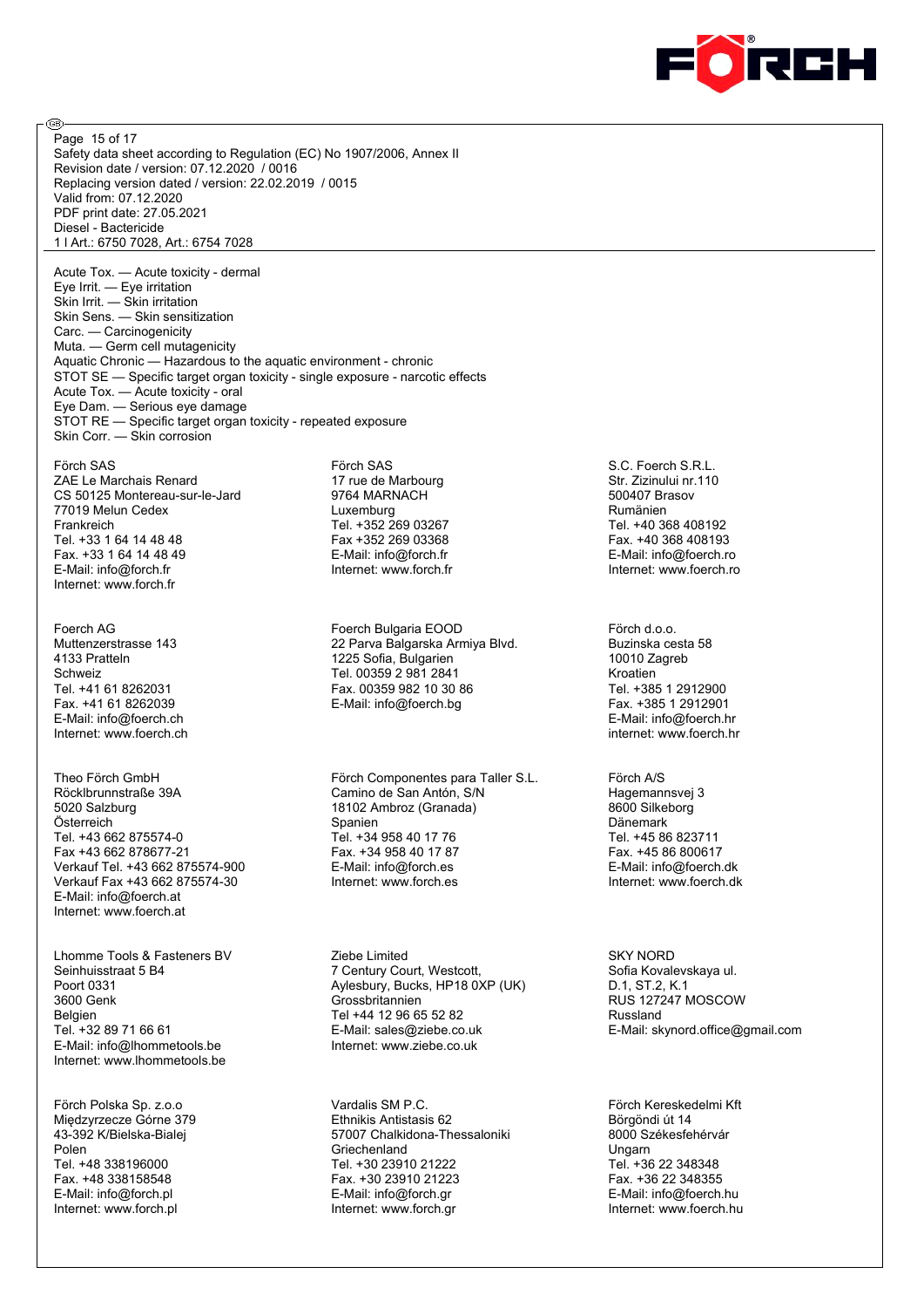Acute Tox. — Acute toxicity - dermal
Eye Irrit. — Eye irritation
Skin Irrit. — Skin irritation
Skin Sens. — Skin sensitization
Carc. — Carcinogenicity
Muta. — Germ cell mutagenicity
Aquatic Chronic — Hazardous to the aquatic environment - chronic
STOT SE — Specific target organ toxicity - single exposure - narcotic effects
Acute Tox. — Acute toxicity - oral
Eye Dam. — Serious eye damage
STOT RE — Specific target organ toxicity - repeated exposure
Skin Corr. — Skin corrosion

Förch SAS
ZAE Le Marchais Renard
CS 50125 Montereau-sur-le-Jard
77019 Melun Cedex
Frankreich
Tel. +33 1 64 14 48 48
Fax. +33 1 64 14 48 49
E-Mail: info@forch.fr
Internet: www.forch.fr

Förch SAS
17 rue de Marbourg
9764 MARNACH
Luxemburg
Tel. +352 269 03267
Fax +352 269 03368
E-Mail: info@forch.fr
Internet: www.forch.fr

S.C. Foerch S.R.L.
Str. Zizinului nr.110
500407 Brasov
Rumänien
Tel. +40 368 408192
Fax. +40 368 408193
E-Mail: info@foerch.ro
Internet: www.foerch.ro

Foerch AG
Muttenzerstrasse 143
4133 Pratteln
Schweiz
Tel. +41 61 8262031
Fax. +41 61 8262039
E-Mail: info@foerch.ch
Internet: www.foerch.ch

Foerch Bulgaria EOOD
22 Parva Balgarska Armiya Blvd.
1225 Sofia, Bulgarien
Tel. 00359 2 981 2841
Fax. 00359 982 10 30 86
E-Mail: info@foerch.bg

Förch d.o.o.
Buzinska cesta 58
10010 Zagreb
Kroatien
Tel. +385 1 2912900
Fax. +385 1 2912901
E-Mail: info@foerch.hr
internet: www.foerch.hr

Theo Förch GmbH
Röcklbrunnstraße 39A
5020 Salzburg
Österreich
Tel. +43 662 875574-0
Fax +43 662 878677-21
Verkauf Tel. +43 662 875574-900
Verkauf Fax +43 662 875574-30
E-Mail: info@foerch.at
Internet: www.foerch.at

Förch Componentes para Taller S.L.
Camino de San Antón, S/N
18102 Ambroz (Granada)
Spanien
Tel. +34 958 40 17 76
Fax. +34 958 40 17 87
E-Mail: info@forch.es
Internet: www.forch.es

Förch A/S
Hagemannsvej 3
8600 Silkeborg
Dänemark
Tel. +45 86 823711
Fax. +45 86 800617
E-Mail: info@foerch.dk
Internet: www.foerch.dk

Lhomme Tools & Fasteners BV
Seinhuisstraat 5 B4
Poort 0331
3600 Genk
Belgien
Tel. +32 89 71 66 61
E-Mail: info@lhommetools.be
Internet: www.lhommetools.be

Ziebe Limited
7 Century Court, Westcott,
Aylesbury, Bucks, HP18 0XP (UK)
Grossbritannien
Tel +44 12 96 65 52 82
E-Mail: sales@ziebe.co.uk
Internet: www.ziebe.co.uk

SKY NORD
Sofia Kovalevskaya ul.
D.1, ST.2, K.1
RUS 127247 MOSCOW
Russland
E-Mail: skynord.office@gmail.com

Förch Polska Sp. z.o.o
Międzyrzecze Górne 379
43-392 K/Bielska-Bialej
Polen
Tel. +48 338196000
Fax. +48 338158548
E-Mail: info@forch.pl
Internet: www.forch.pl

Vardalis SM P.C.
Ethnikis Antistasis 62
57007 Chalkidona-Thessaloniki
Griechenland
Tel. +30 23910 21222
Fax. +30 23910 21223
E-Mail: info@forch.gr
Internet: www.forch.gr

Förch Kereskedelmi Kft
Börgöndi út 14
8000 Székesfehérvár
Ungarn
Tel. +36 22 348348
Fax. +36 22 348355
E-Mail: info@foerch.hu
Internet: www.foerch.hu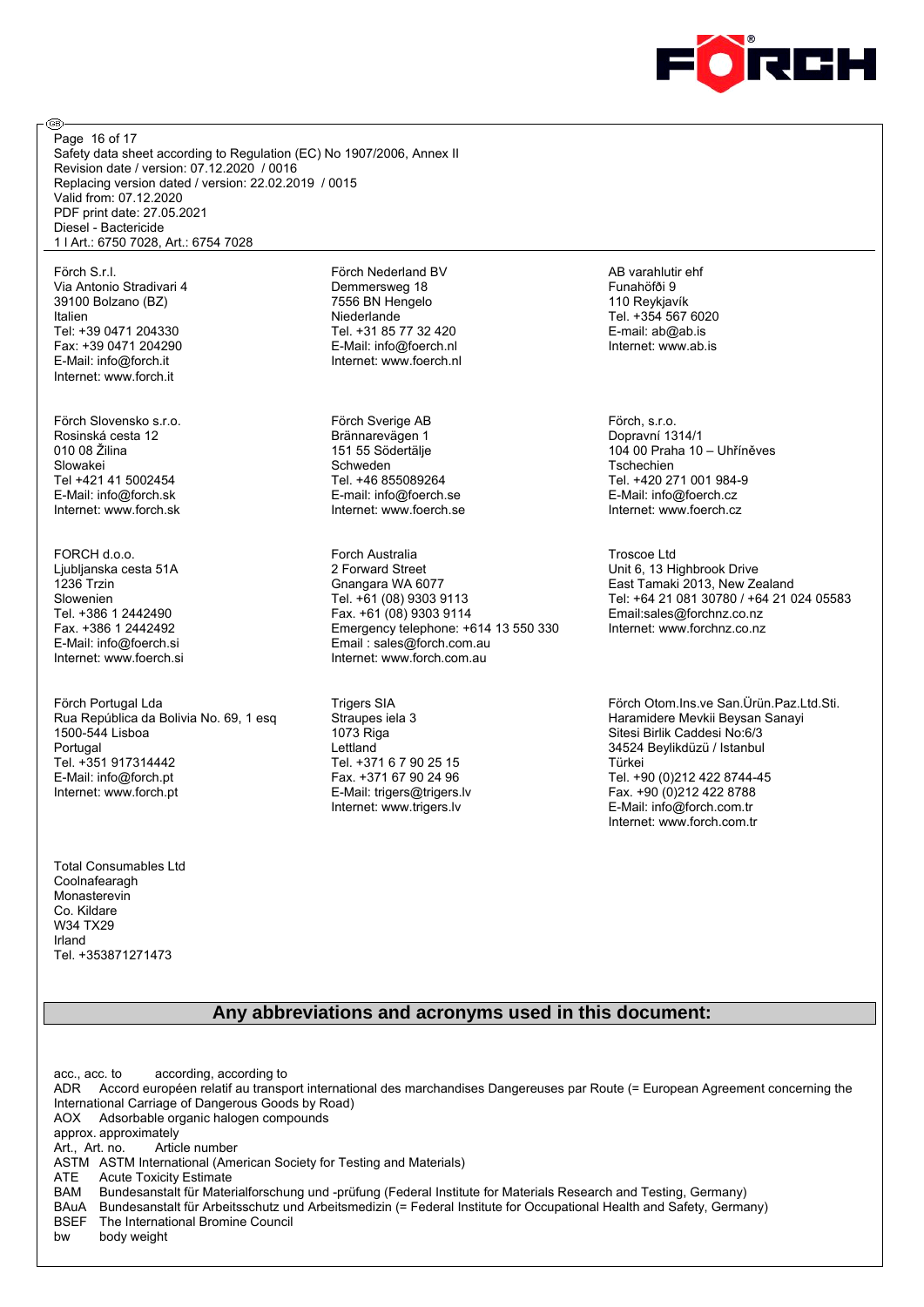Förch S.r.l.
Via Antonio Stradivari 4
39100 Bolzano (BZ)
Italien
Tel: +39 0471 204330
Fax: +39 0471 204290
E-Mail: info@forch.it
Internet: www.forch.it

Förch Nederland BV
Demmersweg 18
7556 BN Hengelo
Niederlande
Tel. +31 85 77 32 420
E-Mail: info@foerch.nl
Internet: www.foerch.nl

AB varahlutir ehf
Funahöfði 9
110 Reykjavík
Tel. +354 567 6020
E-mail: ab@ab.is
Internet: www.ab.is

Förch Slovensko s.r.o.
Rosinská cesta 12
010 08 Žilina
Slowakei
Tel +421 41 5002454
E-Mail: info@forch.sk
Internet: www.forch.sk

Förch Sverige AB
Brännarevägen 1
151 55 Södertälje
Schweden
Tel. +46 855089264
E-mail: info@foerch.se
Internet: www.foerch.se

Förch, s.r.o.
Dopravní 1314/1
104 00 Praha 10 – Uhříněves
Tschechien
Tel. +420 271 001 984-9
E-Mail: info@foerch.cz
Internet: www.foerch.cz

FORCH d.o.o.
Ljubljanska cesta 51A
1236 Trzin
Slowenien
Tel. +386 1 2442490
Fax. +386 1 2442492
E-Mail: info@foerch.si
Internet: www.foerch.si

Forch Australia
2 Forward Street
Gnangara WA 6077
Tel. +61 (08) 9303 9113
Fax. +61 (08) 9303 9114
Emergency telephone: +614 13 550 330
Email : sales@forch.com.au
Internet: www.forch.com.au

Troscoe Ltd
Unit 6, 13 Highbrook Drive
East Tamaki 2013, New Zealand
Tel: +64 21 081 30780 / +64 21 024 05583
Email:sales@forchnz.co.nz
Internet: www.forchnz.co.nz

Förch Portugal Lda
Rua República da Bolivia No. 69, 1 esq
1500-544 Lisboa
Portugal
Tel. +351 917314442
E-Mail: info@forch.pt
Internet: www.forch.pt

Trigers SIA
Straupes iela 3
1073 Riga
Lettland
Tel. +371 6 7 90 25 15
Fax. +371 67 90 24 96
E-Mail: trigers@trigers.lv
Internet: www.trigers.lv

Förch Otom.Ins.ve San.Ürün.Paz.Ltd.Sti.
Haramidere Mevkii Beysan Sanayi
Sitesi Birlik Caddesi No:6/3
34524 Beylikdüzü / Istanbul
Türkei
Tel. +90 (0)212 422 8744-45
Fax. +90 (0)212 422 8788
E-Mail: info@forch.com.tr
Internet: www.forch.com.tr

Total Consumables Ltd
Coolnafearagh
Monasterevin
Co. Kildare
W34 TX29
Irland
Tel. +353871271473

## Any abbreviations and acronyms used in this document:

acc., acc. to according, according to
ADR Accord européen relatif au transport international des marchandises Dangereuses par Route (= European Agreement concerning the International Carriage of Dangerous Goods by Road)
AOX Adsorbable organic halogen compounds
approx. approximately
Art., Art. no. Article number
ASTM ASTM International (American Society for Testing and Materials)
ATE Acute Toxicity Estimate
BAM Bundesanstalt für Materialforschung und -prüfung (Federal Institute for Materials Research and Testing, Germany)
BAuA Bundesanstalt für Arbeitsschutz und Arbeitsmedizin (= Federal Institute for Occupational Health and Safety, Germany)
BSEF The International Bromine Council
bw body weight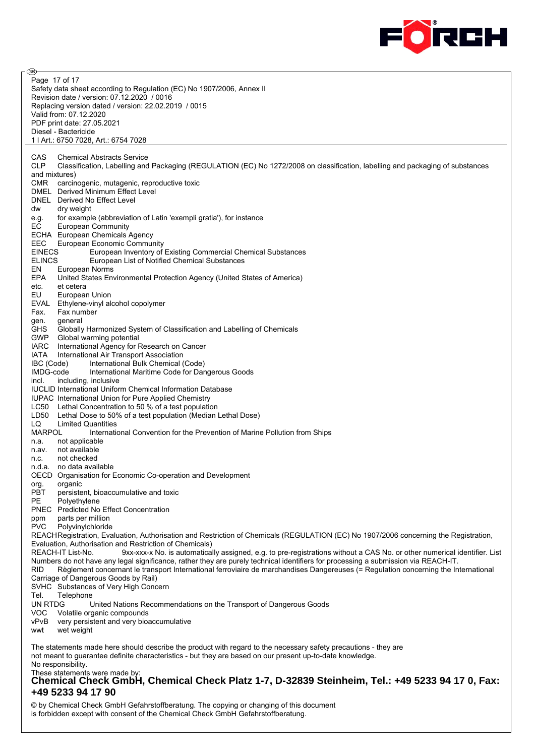CAS Chemical Abstracts Service
CLP Classification, Labelling and Packaging (REGULATION (EC) No 1272/2008 on classification, labelling and packaging of substances and mixtures)
CMR carcinogenic, mutagenic, reproductive toxic
DMEL Derived Minimum Effect Level
DNEL Derived No Effect Level
dw dry weight
e.g. for example (abbreviation of Latin 'exempli gratia'), for instance
EC European Community
ECHA European Chemicals Agency
EEC European Economic Community
EINECS European Inventory of Existing Commercial Chemical Substances
ELINCS European List of Notified Chemical Substances
EN European Norms
EPA United States Environmental Protection Agency (United States of America)
etc. et cetera
EU European Union
EVAL Ethylene-vinyl alcohol copolymer
Fax. Fax number
gen. general
GHS Globally Harmonized System of Classification and Labelling of Chemicals
GWP Global warming potential
IARC International Agency for Research on Cancer
IATA International Air Transport Association
IBC (Code) International Bulk Chemical (Code)
IMDG-code International Maritime Code for Dangerous Goods
incl. including, inclusive
IUCLID International Uniform Chemical Information Database
IUPAC International Union for Pure Applied Chemistry
LC50 Lethal Concentration to 50 % of a test population
LD50 Lethal Dose to 50% of a test population (Median Lethal Dose)
LQ Limited Quantities
MARPOL International Convention for the Prevention of Marine Pollution from Ships
n.a. not applicable
n.av. not available
n.c. not checked
n.d.a. no data available
OECD Organisation for Economic Co-operation and Development
org. organic
PBT persistent, bioaccumulative and toxic
PE Polyethylene
PNEC Predicted No Effect Concentration
ppm parts per million
PVC Polyvinylchloride
REACH Registration, Evaluation, Authorisation and Restriction of Chemicals (REGULATION (EC) No 1907/2006 concerning the Registration, Evaluation, Authorisation and Restriction of Chemicals)
REACH-IT List-No. 9xx-xxx-x No. is automatically assigned, e.g. to pre-registrations without a CAS No. or other numerical identifier. List Numbers do not have any legal significance, rather they are purely technical identifiers for processing a submission via REACH-IT.
RID Règlement concernant le transport International ferroviaire de marchandises Dangereuses (= Regulation concerning the International Carriage of Dangerous Goods by Rail)
SVHC Substances of Very High Concern
Tel. Telephone
UN RTDG United Nations Recommendations on the Transport of Dangerous Goods
VOC Volatile organic compounds
vPvB very persistent and very bioaccumulative
wwt wet weight

The statements made here should describe the product with regard to the necessary safety precautions - they are not meant to guarantee definite characteristics - but they are based on our present up-to-date knowledge.
No responsibility.
These statements were made by:

**Chemical Check GmbH, Chemical Check Platz 1-7, D-32839 Steinheim, Tel.: +49 5233 94 17 0, Fax: +49 5233 94 17 90**

© by Chemical Check GmbH Gefahrstoffberatung. The copying or changing of this document is forbidden except with consent of the Chemical Check GmbH Gefahrstoffberatung.